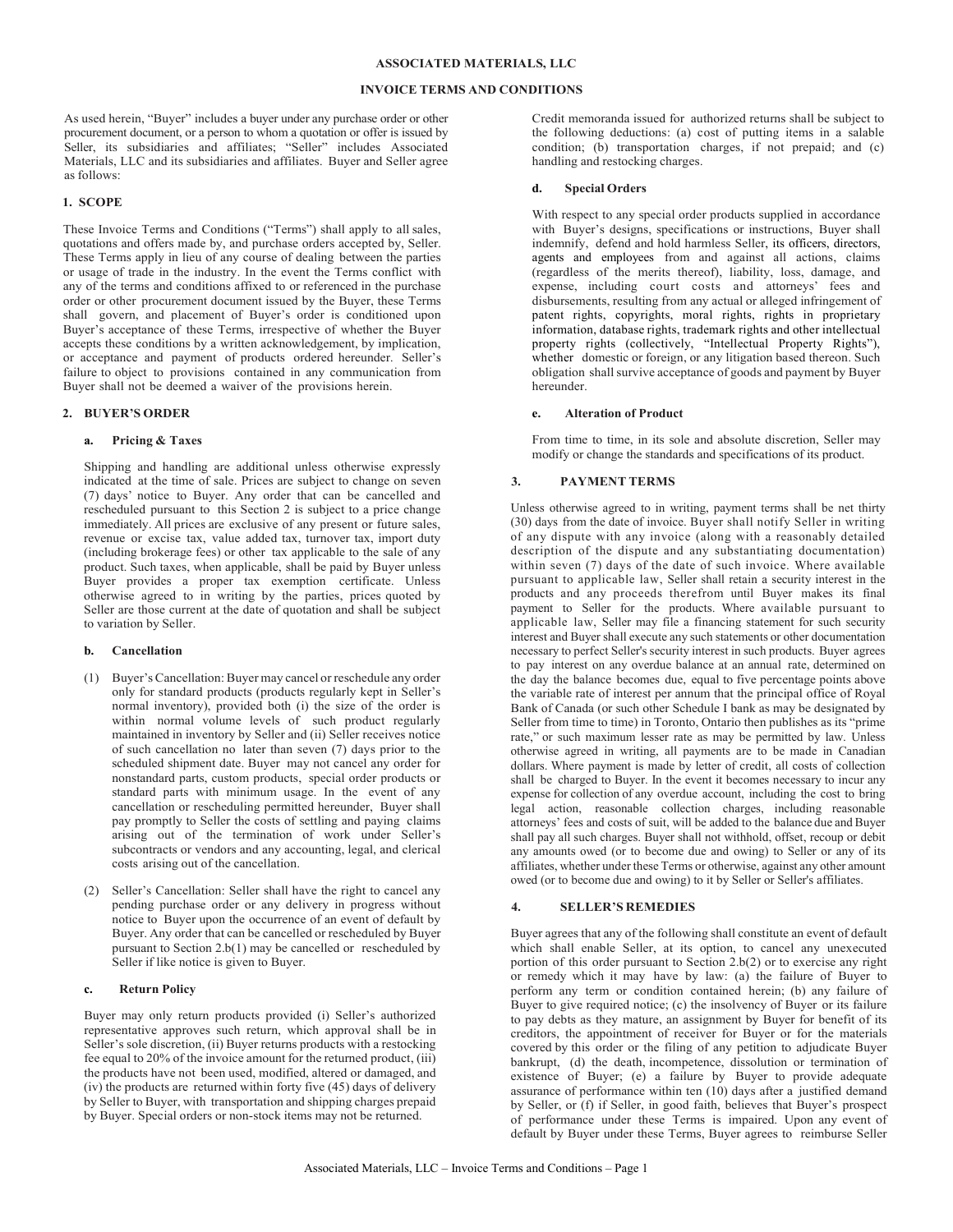# ASSOCIATED MATERIALS, LLC

## INVOICE TERMS AND CONDITIONS

As used herein, "Buyer" includes a buyer under any purchase order or other procurement document, or a person to whom a quotation or offer is issued by Seller, its subsidiaries and affiliates; "Seller" includes Associated Materials, LLC and its subsidiaries and affiliates. Buyer and Seller agree as follows:

### 1. SCOPE

These Invoice Terms and Conditions ("Terms") shall apply to all sales, quotations and offers made by, and purchase orders accepted by, Seller. These Terms apply in lieu of any course of dealing between the parties or usage of trade in the industry. In the event the Terms conflict with any of the terms and conditions affixed to or referenced in the purchase order or other procurement document issued by the Buyer, these Terms shall govern, and placement of Buyer's order is conditioned upon Buyer's acceptance of these Terms, irrespective of whether the Buyer accepts these conditions by a written acknowledgement, by implication, or acceptance and payment of products ordered hereunder. Seller's failure to object to provisions contained in any communication from Buyer shall not be deemed a waiver of the provisions herein.

### 2. BUYER'S ORDER

#### a. Pricing & Taxes

Shipping and handling are additional unless otherwise expressly indicated at the time of sale. Prices are subject to change on seven (7) days' notice to Buyer. Any order that can be cancelled and rescheduled pursuant to this Section 2 is subject to a price change immediately. All prices are exclusive of any present or future sales, revenue or excise tax, value added tax, turnover tax, import duty (including brokerage fees) or other tax applicable to the sale of any product. Such taxes, when applicable, shall be paid by Buyer unless Buyer provides a proper tax exemption certificate. Unless otherwise agreed to in writing by the parties, prices quoted by Seller are those current at the date of quotation and shall be subject to variation by Seller.

#### b. Cancellation

(1) Buyer's Cancellation: Buyer may cancel or reschedule any order only for standard products (products regularly kept in Seller's normal inventory), provided both (i) the size of the order is within normal volume levels of such product regularly maintained in inventory by Seller and (ii) Seller receives notice of such cancellation no later than seven (7) days prior to the scheduled shipment date. Buyer may not cancel any order for nonstandard parts, custom products, special order products or standard parts with minimum usage. In the event of any cancellation or rescheduling permitted hereunder, Buyer shall pay promptly to Seller the costs of settling and paying claims arising out of the termination of work under Seller's subcontracts or vendors and any accounting, legal, and clerical costs arising out of the cancellation.

(2) Seller's Cancellation: Seller shall have the right to cancel any pending purchase order or any delivery in progress without notice to Buyer upon the occurrence of an event of default by Buyer. Any order that can be cancelled or rescheduled by Buyer pursuant to Section 2.b(1) may be cancelled or rescheduled by Seller if like notice is given to Buyer.

#### c. Return Policy

Buyer may only return products provided (i) Seller's authorized representative approves such return, which approval shall be in Seller's sole discretion, (ii) Buyer returns products with a restocking fee equal to 20% of the invoice amount for the returned product, (iii) the products have not been used, modified, altered or damaged, and (iv) the products are returned within forty five (45) days of delivery by Seller to Buyer, with transportation and shipping charges prepaid by Buyer. Special orders or non-stock items may not be returned.

Credit memoranda issued for authorized returns shall be subject to the following deductions: (a) cost of putting items in a salable condition; (b) transportation charges, if not prepaid; and (c) handling and restocking charges.

#### d. Special Orders

With respect to any special order products supplied in accordance with Buyer's designs, specifications or instructions, Buyer shall indemnify, defend and hold harmless Seller, its officers, directors, agents and employees from and against all actions, claims (regardless of the merits thereof), liability, loss, damage, and expense, including court costs and attorneys' fees and disbursements, resulting from any actual or alleged infringement of patent rights, copyrights, moral rights, rights in proprietary information, database rights, trademark rights and other intellectual property rights (collectively, "Intellectual Property Rights"), whether domestic or foreign, or any litigation based thereon. Such obligation shall survive acceptance of goods and payment by Buyer hereunder.

#### e. Alteration of Product

From time to time, in its sole and absolute discretion, Seller may modify or change the standards and specifications of its product.

### 3. PAYMENT TERMS

Unless otherwise agreed to in writing, payment terms shall be net thirty (30) days from the date of invoice. Buyer shall notify Seller in writing of any dispute with any invoice (along with a reasonably detailed description of the dispute and any substantiating documentation) within seven (7) days of the date of such invoice. Where available pursuant to applicable law, Seller shall retain a security interest in the products and any proceeds therefrom until Buyer makes its final payment to Seller for the products. Where available pursuant to applicable law, Seller may file a financing statement for such security interest and Buyer shall execute any such statements or other documentation necessary to perfect Seller's security interest in such products. Buyer agrees to pay interest on any overdue balance at an annual rate, determined on the day the balance becomes due, equal to five percentage points above the variable rate of interest per annum that the principal office of Royal Bank of Canada (or such other Schedule I bank as may be designated by Seller from time to time) in Toronto, Ontario then publishes as its "prime rate," or such maximum lesser rate as may be permitted by law. Unless otherwise agreed in writing, all payments are to be made in Canadian dollars. Where payment is made by letter of credit, all costs of collection shall be charged to Buyer. In the event it becomes necessary to incur any expense for collection of any overdue account, including the cost to bring legal action, reasonable collection charges, including reasonable attorneys' fees and costs of suit, will be added to the balance due and Buyer shall pay all such charges. Buyer shall not withhold, offset, recoup or debit any amounts owed (or to become due and owing) to Seller or any of its affiliates, whether under these Terms or otherwise, against any other amount owed (or to become due and owing) to it by Seller or Seller's affiliates.

### 4. SELLER'S REMEDIES

Buyer agrees that any of the following shall constitute an event of default which shall enable Seller, at its option, to cancel any unexecuted portion of this order pursuant to Section 2.b(2) or to exercise any right or remedy which it may have by law: (a) the failure of Buyer to perform any term or condition contained herein; (b) any failure of Buyer to give required notice; (c) the insolvency of Buyer or its failure to pay debts as they mature, an assignment by Buyer for benefit of its creditors, the appointment of receiver for Buyer or for the materials covered by this order or the filing of any petition to adjudicate Buyer bankrupt, (d) the death, incompetence, dissolution or termination of existence of Buyer; (e) a failure by Buyer to provide adequate assurance of performance within ten (10) days after a justified demand by Seller, or (f) if Seller, in good faith, believes that Buyer's prospect of performance under these Terms is impaired. Upon any event of default by Buyer under these Terms, Buyer agrees to reimburse Seller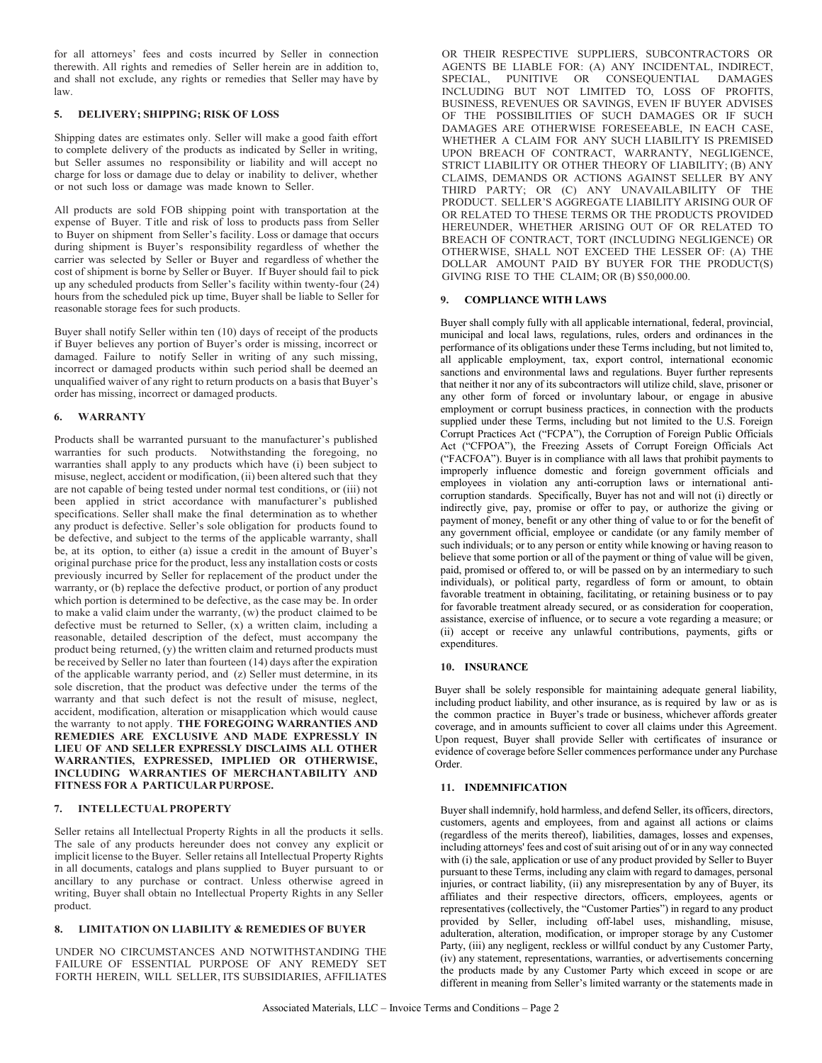for all attorneys' fees and costs incurred by Seller in connection therewith. All rights and remedies of Seller herein are in addition to, and shall not exclude, any rights or remedies that Seller may have by law.

## 5. DELIVERY; SHIPPING; RISK OF LOSS

Shipping dates are estimates only. Seller will make a good faith effort to complete delivery of the products as indicated by Seller in writing, but Seller assumes no responsibility or liability and will accept no charge for loss or damage due to delay or inability to deliver, whether or not such loss or damage was made known to Seller.

All products are sold FOB shipping point with transportation at the expense of Buyer. Title and risk of loss to products pass from Seller to Buyer on shipment from Seller's facility. Loss or damage that occurs during shipment is Buyer's responsibility regardless of whether the carrier was selected by Seller or Buyer and regardless of whether the cost of shipment is borne by Seller or Buyer. If Buyer should fail to pick up any scheduled products from Seller's facility within twenty-four (24) hours from the scheduled pick up time, Buyer shall be liable to Seller for reasonable storage fees for such products.

Buyer shall notify Seller within ten (10) days of receipt of the products if Buyer believes any portion of Buyer's order is missing, incorrect or damaged. Failure to notify Seller in writing of any such missing, incorrect or damaged products within such period shall be deemed an unqualified waiver of any right to return products on a basis that Buyer's order has missing, incorrect or damaged products.

## 6. WARRANTY

Products shall be warranted pursuant to the manufacturer's published warranties for such products. Notwithstanding the foregoing, no warranties shall apply to any products which have (i) been subject to misuse, neglect, accident or modification, (ii) been altered such that they are not capable of being tested under normal test conditions, or (iii) not been applied in strict accordance with manufacturer's published specifications. Seller shall make the final determination as to whether any product is defective. Seller's sole obligation for products found to be defective, and subject to the terms of the applicable warranty, shall be, at its option, to either (a) issue a credit in the amount of Buyer's original purchase price for the product, less any installation costs or costs previously incurred by Seller for replacement of the product under the warranty, or (b) replace the defective product, or portion of any product which portion is determined to be defective, as the case may be. In order to make a valid claim under the warranty, (w) the product claimed to be defective must be returned to Seller, (x) a written claim, including a reasonable, detailed description of the defect, must accompany the product being returned, (y) the written claim and returned products must be received by Seller no later than fourteen (14) days after the expiration of the applicable warranty period, and (z) Seller must determine, in its sole discretion, that the product was defective under the terms of the warranty and that such defect is not the result of misuse, neglect, accident, modification, alteration or misapplication which would cause the warranty to not apply. **THE FOREGOING WARRANTIES AND REMEDIES ARE EXCLUSIVE AND MADE EXPRESSLY IN LIEU OF AND SELLER EXPRESSLY DISCLAIMS ALL OTHER WARRANTIES, EXPRESSED, IMPLIED OR OTHERWISE, INCLUDING WARRANTIES OF MERCHANTABILITY AND FITNESS FOR A PARTICULAR PURPOSE.**

## 7. INTELLECTUAL PROPERTY

Seller retains all Intellectual Property Rights in all the products it sells. The sale of any products hereunder does not convey any explicit or implicit license to the Buyer. Seller retains all Intellectual Property Rights in all documents, catalogs and plans supplied to Buyer pursuant to or ancillary to any purchase or contract. Unless otherwise agreed in writing, Buyer shall obtain no Intellectual Property Rights in any Seller product.

## 8. LIMITATION ON LIABILITY & REMEDIES OF BUYER

UNDER NO CIRCUMSTANCES AND NOTWITHSTANDING THE FAILURE OF ESSENTIAL PURPOSE OF ANY REMEDY SET FORTH HEREIN, WILL SELLER, ITS SUBSIDIARIES, AFFILIATES OR THEIR RESPECTIVE SUPPLIERS, SUBCONTRACTORS OR AGENTS BE LIABLE FOR: (A) ANY INCIDENTAL, INDIRECT, SPECIAL, PUNITIVE OR CONSEQUENTIAL DAMAGES INCLUDING BUT NOT LIMITED TO, LOSS OF PROFITS, BUSINESS, REVENUES OR SAVINGS, EVEN IF BUYER ADVISES OF THE POSSIBILITIES OF SUCH DAMAGES OR IF SUCH DAMAGES ARE OTHERWISE FORESEEABLE, IN EACH CASE, WHETHER A CLAIM FOR ANY SUCH LIABILITY IS PREMISED UPON BREACH OF CONTRACT, WARRANTY, NEGLIGENCE, STRICT LIABILITY OR OTHER THEORY OF LIABILITY; (B) ANY CLAIMS, DEMANDS OR ACTIONS AGAINST SELLER BY ANY THIRD PARTY; OR (C) ANY UNAVAILABILITY OF THE PRODUCT. SELLER'S AGGREGATE LIABILITY ARISING OUR OF OR RELATED TO THESE TERMS OR THE PRODUCTS PROVIDED HEREUNDER, WHETHER ARISING OUT OF OR RELATED TO BREACH OF CONTRACT, TORT (INCLUDING NEGLIGENCE) OR OTHERWISE, SHALL NOT EXCEED THE LESSER OF: (A) THE DOLLAR AMOUNT PAID BY BUYER FOR THE PRODUCT(S) GIVING RISE TO THE CLAIM; OR (B) $50,000.00.

## 9. COMPLIANCE WITH LAWS

Buyer shall comply fully with all applicable international, federal, provincial, municipal and local laws, regulations, rules, orders and ordinances in the performance of its obligations under these Terms including, but not limited to, all applicable employment, tax, export control, international economic sanctions and environmental laws and regulations. Buyer further represents that neither it nor any of its subcontractors will utilize child, slave, prisoner or any other form of forced or involuntary labour, or engage in abusive employment or corrupt business practices, in connection with the products supplied under these Terms, including but not limited to the U.S. Foreign Corrupt Practices Act ("FCPA"), the Corruption of Foreign Public Officials Act ("CFPOA"), the Freezing Assets of Corrupt Foreign Officials Act ("FACFOA"). Buyer is in compliance with all laws that prohibit payments to improperly influence domestic and foreign government officials and employees in violation any anti-corruption laws or international anti-corruption standards. Specifically, Buyer has not and will not (i) directly or indirectly give, pay, promise or offer to pay, or authorize the giving or payment of money, benefit or any other thing of value to or for the benefit of any government official, employee or candidate (or any family member of such individuals; or to any person or entity while knowing or having reason to believe that some portion or all of the payment or thing of value will be given, paid, promised or offered to, or will be passed on by an intermediary to such individuals), or political party, regardless of form or amount, to obtain favorable treatment in obtaining, facilitating, or retaining business or to pay for favorable treatment already secured, or as consideration for cooperation, assistance, exercise of influence, or to secure a vote regarding a measure; or (ii) accept or receive any unlawful contributions, payments, gifts or expenditures.

## 10. INSURANCE

Buyer shall be solely responsible for maintaining adequate general liability, including product liability, and other insurance, as is required by law or as is the common practice in Buyer's trade or business, whichever affords greater coverage, and in amounts sufficient to cover all claims under this Agreement. Upon request, Buyer shall provide Seller with certificates of insurance or evidence of coverage before Seller commences performance under any Purchase Order.

## 11. INDEMNIFICATION

Buyer shall indemnify, hold harmless, and defend Seller, its officers, directors, customers, agents and employees, from and against all actions or claims (regardless of the merits thereof), liabilities, damages, losses and expenses, including attorneys' fees and cost of suit arising out of or in any way connected with (i) the sale, application or use of any product provided by Seller to Buyer pursuant to these Terms, including any claim with regard to damages, personal injuries, or contract liability, (ii) any misrepresentation by any of Buyer, its affiliates and their respective directors, officers, employees, agents or representatives (collectively, the "Customer Parties") in regard to any product provided by Seller, including off-label uses, mishandling, misuse, adulteration, alteration, modification, or improper storage by any Customer Party, (iii) any negligent, reckless or willful conduct by any Customer Party, (iv) any statement, representations, warranties, or advertisements concerning the products made by any Customer Party which exceed in scope or are different in meaning from Seller's limited warranty or the statements made in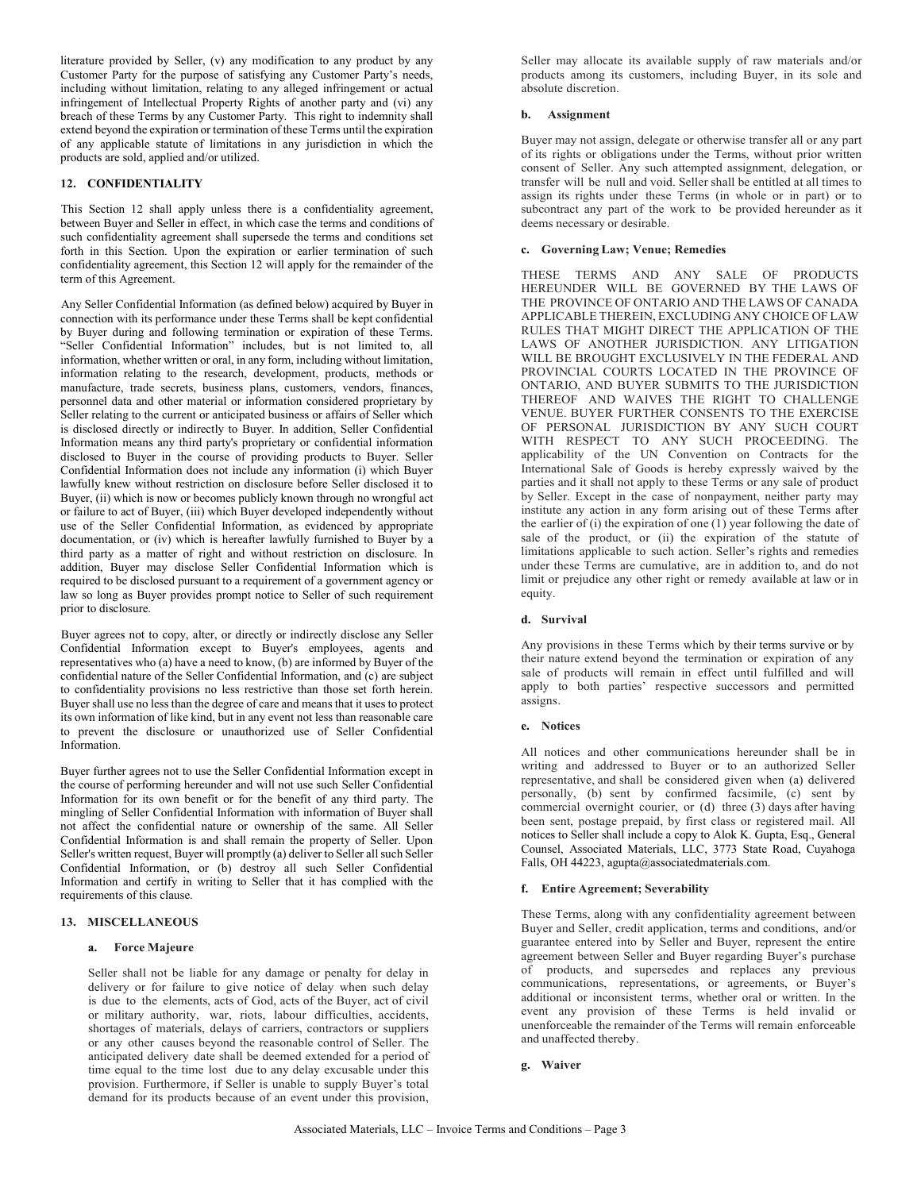literature provided by Seller, (v) any modification to any product by any Customer Party for the purpose of satisfying any Customer Party's needs, including without limitation, relating to any alleged infringement or actual infringement of Intellectual Property Rights of another party and (vi) any breach of these Terms by any Customer Party. This right to indemnity shall extend beyond the expiration or termination of these Terms until the expiration of any applicable statute of limitations in any jurisdiction in which the products are sold, applied and/or utilized.

## 12. CONFIDENTIALITY

This Section 12 shall apply unless there is a confidentiality agreement, between Buyer and Seller in effect, in which case the terms and conditions of such confidentiality agreement shall supersede the terms and conditions set forth in this Section. Upon the expiration or earlier termination of such confidentiality agreement, this Section 12 will apply for the remainder of the term of this Agreement.

Any Seller Confidential Information (as defined below) acquired by Buyer in connection with its performance under these Terms shall be kept confidential by Buyer during and following termination or expiration of these Terms. "Seller Confidential Information" includes, but is not limited to, all information, whether written or oral, in any form, including without limitation, information relating to the research, development, products, methods or manufacture, trade secrets, business plans, customers, vendors, finances, personnel data and other material or information considered proprietary by Seller relating to the current or anticipated business or affairs of Seller which is disclosed directly or indirectly to Buyer. In addition, Seller Confidential Information means any third party's proprietary or confidential information disclosed to Buyer in the course of providing products to Buyer. Seller Confidential Information does not include any information (i) which Buyer lawfully knew without restriction on disclosure before Seller disclosed it to Buyer, (ii) which is now or becomes publicly known through no wrongful act or failure to act of Buyer, (iii) which Buyer developed independently without use of the Seller Confidential Information, as evidenced by appropriate documentation, or (iv) which is hereafter lawfully furnished to Buyer by a third party as a matter of right and without restriction on disclosure. In addition, Buyer may disclose Seller Confidential Information which is required to be disclosed pursuant to a requirement of a government agency or law so long as Buyer provides prompt notice to Seller of such requirement prior to disclosure.

Buyer agrees not to copy, alter, or directly or indirectly disclose any Seller Confidential Information except to Buyer's employees, agents and representatives who (a) have a need to know, (b) are informed by Buyer of the confidential nature of the Seller Confidential Information, and (c) are subject to confidentiality provisions no less restrictive than those set forth herein. Buyer shall use no less than the degree of care and means that it uses to protect its own information of like kind, but in any event not less than reasonable care to prevent the disclosure or unauthorized use of Seller Confidential Information.

Buyer further agrees not to use the Seller Confidential Information except in the course of performing hereunder and will not use such Seller Confidential Information for its own benefit or for the benefit of any third party. The mingling of Seller Confidential Information with information of Buyer shall not affect the confidential nature or ownership of the same. All Seller Confidential Information is and shall remain the property of Seller. Upon Seller's written request, Buyer will promptly (a) deliver to Seller all such Seller Confidential Information, or (b) destroy all such Seller Confidential Information and certify in writing to Seller that it has complied with the requirements of this clause.

## 13. MISCELLANEOUS

### a. Force Majeure

Seller shall not be liable for any damage or penalty for delay in delivery or for failure to give notice of delay when such delay is due to the elements, acts of God, acts of the Buyer, act of civil or military authority, war, riots, labour difficulties, accidents, shortages of materials, delays of carriers, contractors or suppliers or any other causes beyond the reasonable control of Seller. The anticipated delivery date shall be deemed extended for a period of time equal to the time lost due to any delay excusable under this provision. Furthermore, if Seller is unable to supply Buyer's total demand for its products because of an event under this provision, Seller may allocate its available supply of raw materials and/or products among its customers, including Buyer, in its sole and absolute discretion.

### b. Assignment

Buyer may not assign, delegate or otherwise transfer all or any part of its rights or obligations under the Terms, without prior written consent of Seller. Any such attempted assignment, delegation, or transfer will be null and void. Seller shall be entitled at all times to assign its rights under these Terms (in whole or in part) or to subcontract any part of the work to be provided hereunder as it deems necessary or desirable.

### c. Governing Law; Venue; Remedies

THESE TERMS AND ANY SALE OF PRODUCTS HEREUNDER WILL BE GOVERNED BY THE LAWS OF THE PROVINCE OF ONTARIO AND THE LAWS OF CANADA APPLICABLE THEREIN, EXCLUDING ANY CHOICE OF LAW RULES THAT MIGHT DIRECT THE APPLICATION OF THE LAWS OF ANOTHER JURISDICTION. ANY LITIGATION WILL BE BROUGHT EXCLUSIVELY IN THE FEDERAL AND PROVINCIAL COURTS LOCATED IN THE PROVINCE OF ONTARIO, AND BUYER SUBMITS TO THE JURISDICTION THEREOF AND WAIVES THE RIGHT TO CHALLENGE VENUE. BUYER FURTHER CONSENTS TO THE EXERCISE OF PERSONAL JURISDICTION BY ANY SUCH COURT WITH RESPECT TO ANY SUCH PROCEEDING. The applicability of the UN Convention on Contracts for the International Sale of Goods is hereby expressly waived by the parties and it shall not apply to these Terms or any sale of product by Seller. Except in the case of nonpayment, neither party may institute any action in any form arising out of these Terms after the earlier of (i) the expiration of one (1) year following the date of sale of the product, or (ii) the expiration of the statute of limitations applicable to such action. Seller's rights and remedies under these Terms are cumulative, are in addition to, and do not limit or prejudice any other right or remedy available at law or in equity.

### d. Survival

Any provisions in these Terms which by their terms survive or by their nature extend beyond the termination or expiration of any sale of products will remain in effect until fulfilled and will apply to both parties' respective successors and permitted assigns.

### e. Notices

All notices and other communications hereunder shall be in writing and addressed to Buyer or to an authorized Seller representative, and shall be considered given when (a) delivered personally, (b) sent by confirmed facsimile, (c) sent by commercial overnight courier, or (d) three (3) days after having been sent, postage prepaid, by first class or registered mail. All notices to Seller shall include a copy to Alok K. Gupta, Esq., General Counsel, Associated Materials, LLC, 3773 State Road, Cuyahoga Falls, OH 44223, agupta@associatedmaterials.com.

### f. Entire Agreement; Severability

These Terms, along with any confidentiality agreement between Buyer and Seller, credit application, terms and conditions, and/or guarantee entered into by Seller and Buyer, represent the entire agreement between Seller and Buyer regarding Buyer's purchase of products, and supersedes and replaces any previous communications, representations, or agreements, or Buyer's additional or inconsistent terms, whether oral or written. In the event any provision of these Terms is held invalid or unenforceable the remainder of the Terms will remain enforceable and unaffected thereby.

### g. Waiver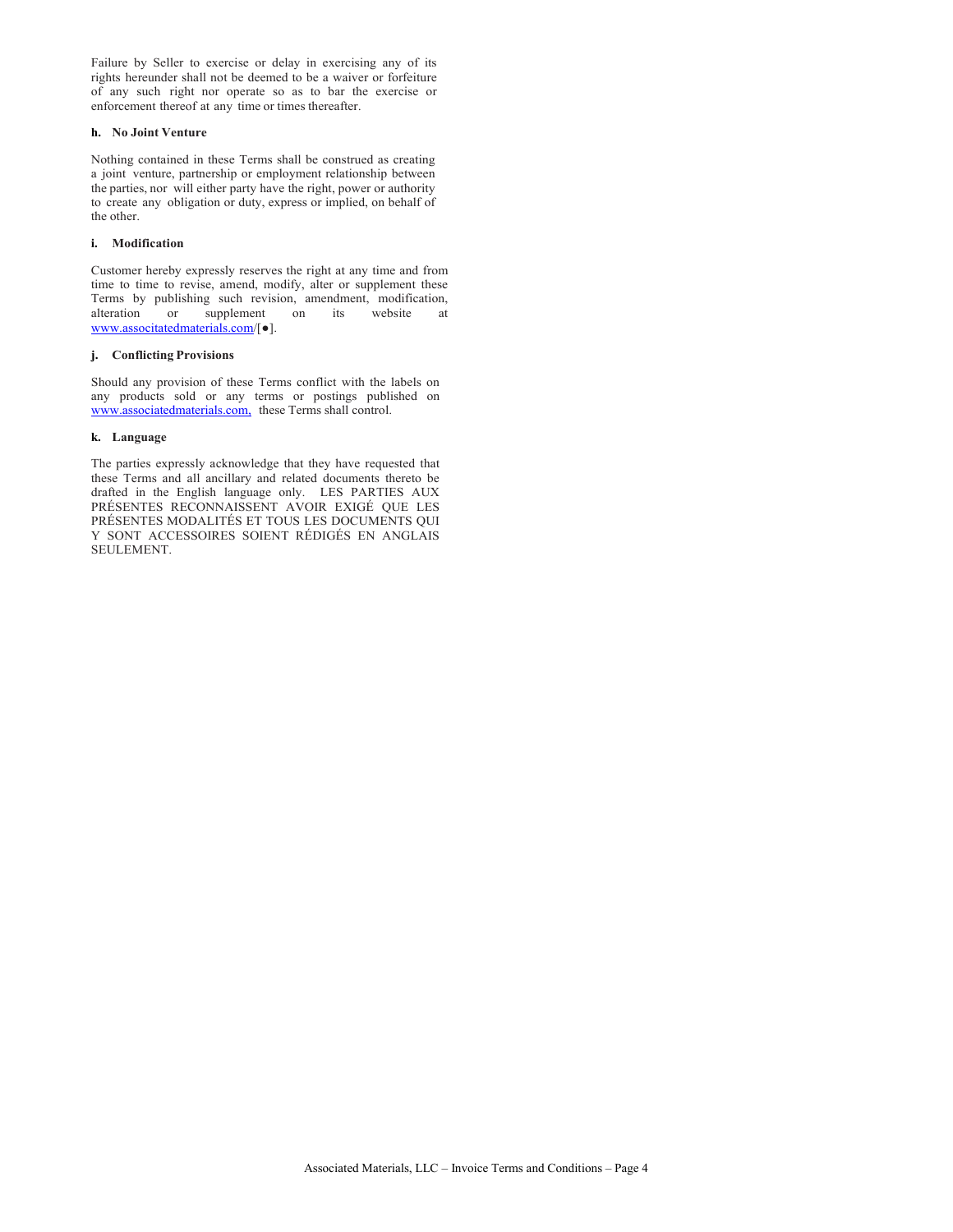Failure by Seller to exercise or delay in exercising any of its rights hereunder shall not be deemed to be a waiver or forfeiture of any such right nor operate so as to bar the exercise or enforcement thereof at any time or times thereafter.

**h. No Joint Venture**

Nothing contained in these Terms shall be construed as creating a joint venture, partnership or employment relationship between the parties, nor will either party have the right, power or authority to create any obligation or duty, express or implied, on behalf of the other.

**i. Modification**

Customer hereby expressly reserves the right at any time and from time to time to revise, amend, modify, alter or supplement these Terms by publishing such revision, amendment, modification, alteration or supplement on its website at www.associtatedmaterials.com/[●].

**j. Conflicting Provisions**

Should any provision of these Terms conflict with the labels on any products sold or any terms or postings published on www.associatedmaterials.com, these Terms shall control.

**k. Language**

The parties expressly acknowledge that they have requested that these Terms and all ancillary and related documents thereto be drafted in the English language only. LES PARTIES AUX PRÉSENTES RECONNAISSENT AVOIR EXIGÉ QUE LES PRÉSENTES MODALITÉS ET TOUS LES DOCUMENTS QUI Y SONT ACCESSOIRES SOIENT RÉDIGÉS EN ANGLAIS SEULEMENT.